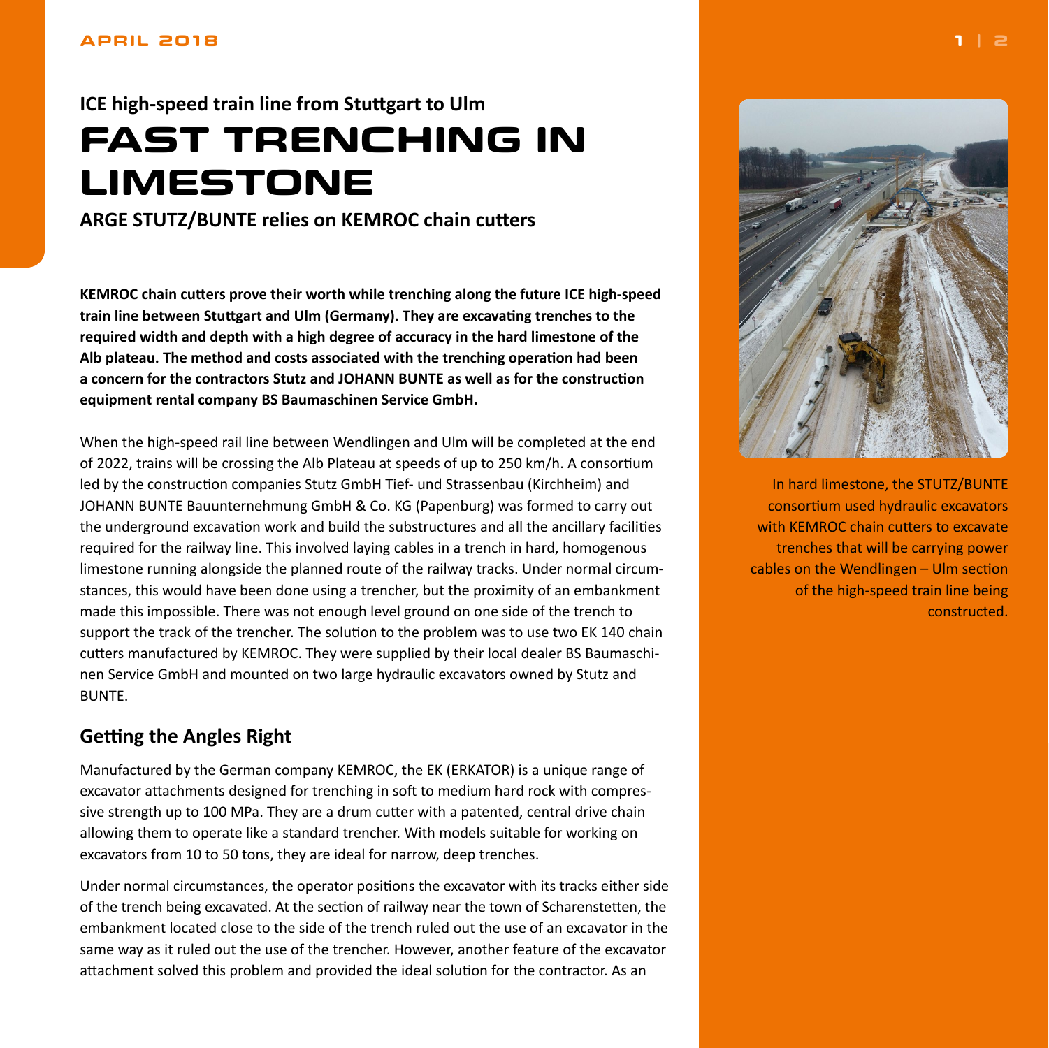APRIL 2018

### ICE high-speed train line from Stuttgart to Ulm

# FAST TRENCHING IN LIMESTONE

**ARGE STUTZ/BUNTE relies on KEMROC chain cutters**

**KEMROC chain cutters prove their worth while trenching along the future ICE high-speed train line between Stuttgart and Ulm (Germany). They are excavating trenches to the required width and depth with a high degree of accuracy in the hard limestone of the Alb plateau. The method and costs associated with the trenching operation had been a concern for the contractors Stutz and JOHANN BUNTE as well as for the construction equipment rental company BS Baumaschinen Service GmbH.**

When the high-speed rail line between Wendlingen and Ulm will be completed at the end of 2022, trains will be crossing the Alb Plateau at speeds of up to 250 km/h. A consortium led by the construction companies Stutz GmbH Tief- und Strassenbau (Kirchheim) and JOHANN BUNTE Bauunternehmung GmbH & Co. KG (Papenburg) was formed to carry out the underground excavation work and build the substructures and all the ancillary facilities required for the railway line. This involved laying cables in a trench in hard, homogenous limestone running alongside the planned route of the railway tracks. Under normal circumstances, this would have been done using a trencher, but the proximity of an embankment made this impossible. There was not enough level ground on one side of the trench to support the track of the trencher. The solution to the problem was to use two EK 140 chain cutters manufactured by KEMROC. They were supplied by their local dealer BS Baumaschinen Service GmbH and mounted on two large hydraulic excavators owned by Stutz and BUNTE.

In hard limestone, the STUTZ/BUNTE consortium used hydraulic excavators with KEMROC chain cutters to excavate trenches that will be carrying power cables on the Wendlingen – Ulm section of the high-speed train line being constructed.

## Getting the Angles Right

Manufactured by the German company KEMROC, the EK (ERKATOR) is a unique range of excavator attachments designed for trenching in soft to medium hard rock with compressive strength up to 100 MPa. They are a drum cutter with a patented, central drive chain allowing them to operate like a standard trencher. With models suitable for working on excavators from 10 to 50 tons, they are ideal for narrow, deep trenches.

Under normal circumstances, the operator positions the excavator with its tracks either side of the trench being excavated. At the section of railway near the town of Scharenstetten, the embankment located close to the side of the trench ruled out the use of an excavator in the same way as it ruled out the use of the trencher. However, another feature of the excavator attachment solved this problem and provided the ideal solution for the contractor. As an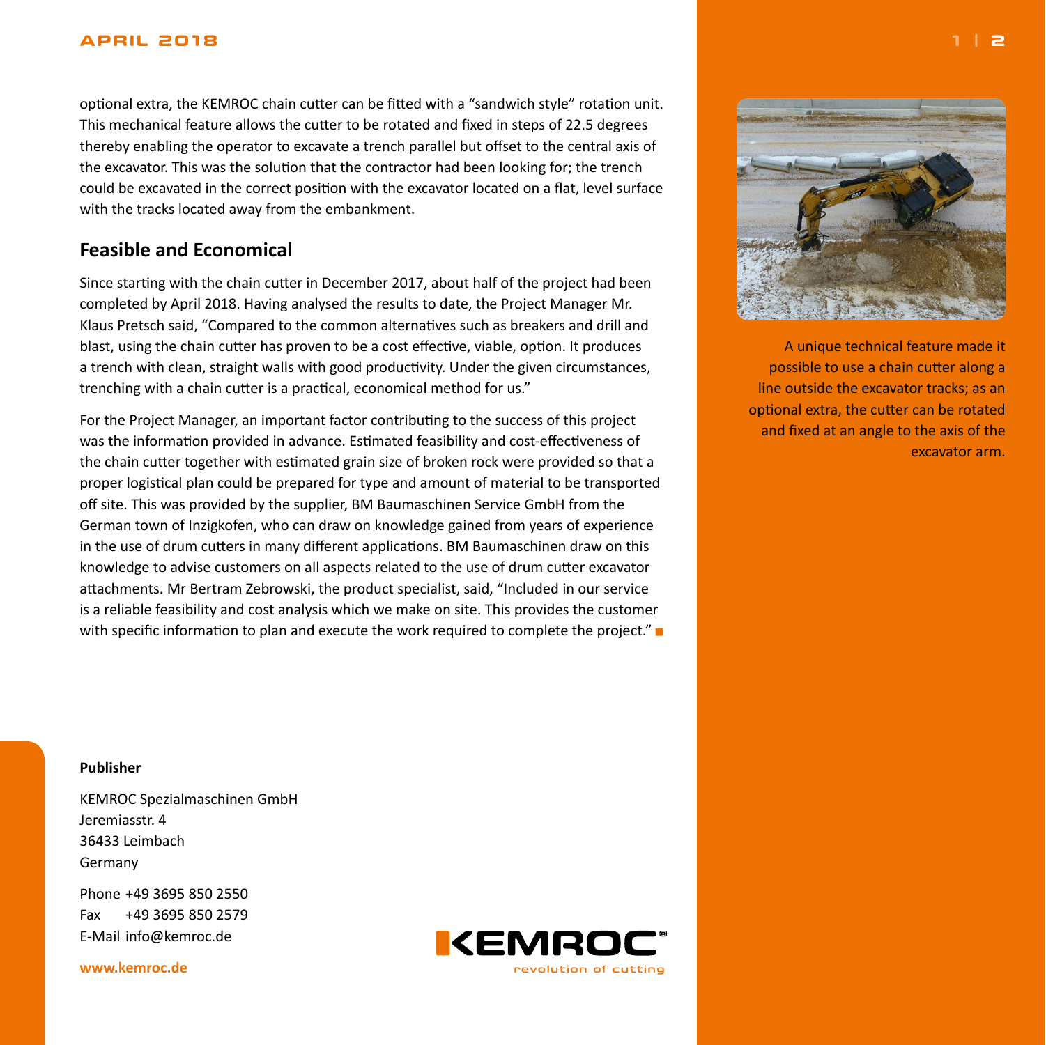optional extra, the KEMROC chain cutter can be fitted with a "sandwich style" rotation unit. This mechanical feature allows the cutter to be rotated and fixed in steps of 22.5 degrees thereby enabling the operator to excavate a trench parallel but offset to the central axis of the excavator. This was the solution that the contractor had been looking for; the trench could be excavated in the correct position with the excavator located on a flat, level surface with the tracks located away from the embankment.

## Feasible and Economical

Since starting with the chain cutter in December 2017, about half of the project had been completed by April 2018. Having analysed the results to date, the Project Manager Mr. Klaus Pretsch said, "Compared to the common alternatives such as breakers and drill and blast, using the chain cutter has proven to be a cost effective, viable, option. It produces a trench with clean, straight walls with good productivity. Under the given circumstances, trenching with a chain cutter is a practical, economical method for us."

For the Project Manager, an important factor contributing to the success of this project was the information provided in advance. Estimated feasibility and cost-effectiveness of the chain cutter together with estimated grain size of broken rock were provided so that a proper logistical plan could be prepared for type and amount of material to be transported off site. This was provided by the supplier, BM Baumaschinen Service GmbH from the German town of Inzigkofen, who can draw on knowledge gained from years of experience in the use of drum cutters in many different applications. BM Baumaschinen draw on this knowledge to advise customers on all aspects related to the use of drum cutter excavator attachments. Mr Bertram Zebrowski, the product specialist, said, "Included in our service is a reliable feasibility and cost analysis which we make on site. This provides the customer with specific information to plan and execute the work required to complete the project."

A unique technical feature made it possible to use a chain cutter along a line outside the excavator tracks; as an optional extra, the cutter can be rotated and fixed at an angle to the axis of the excavator arm.

**Publisher**

KEMROC Spezialmaschinen GmbH
Jeremiasstr. 4
36433 Leimbach
Germany

Phone +49 3695 850 2550
Fax +49 3695 850 2579
E-Mail info@kemroc.de

**www.kemroc.de**

KEMROC®
revolution of cutting